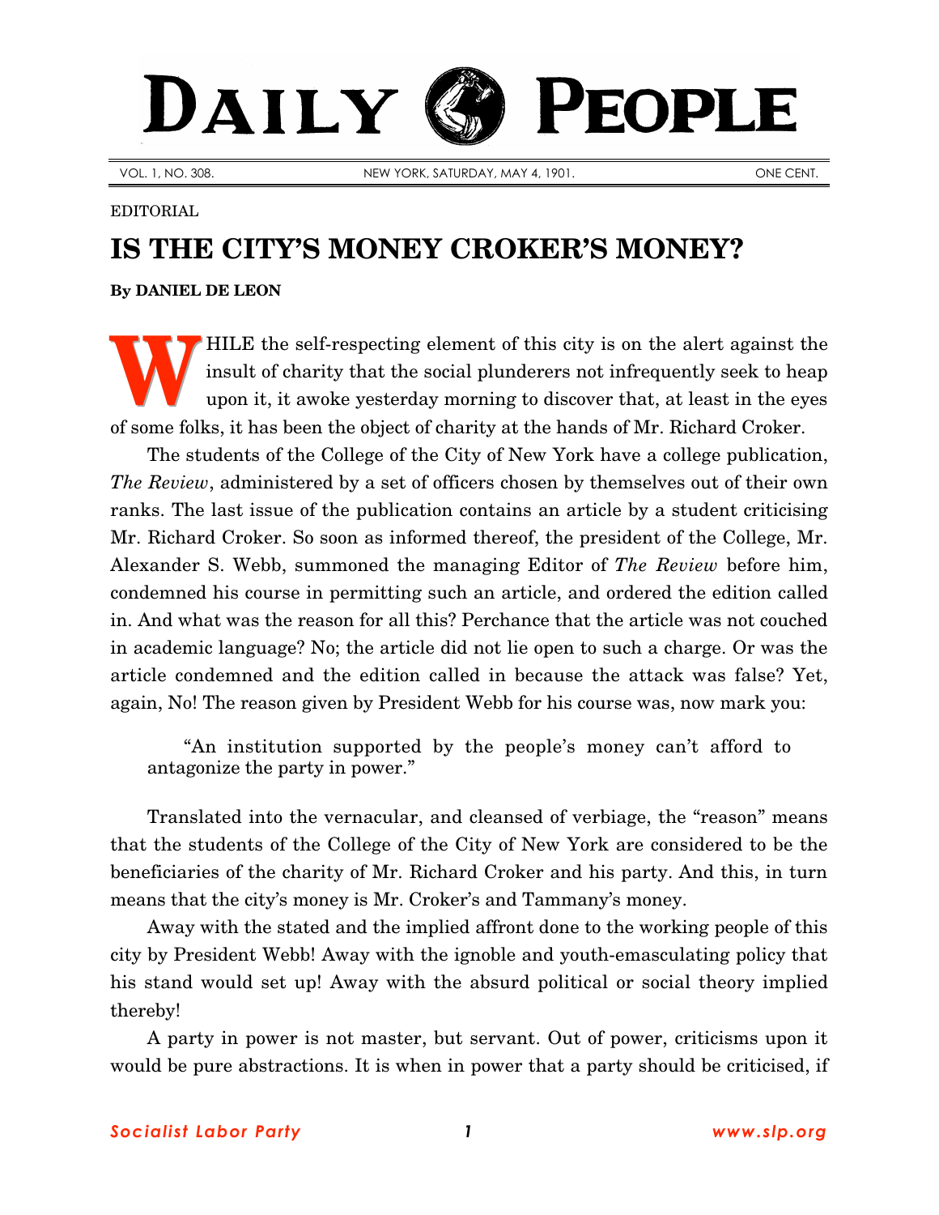# DAILY PEOPLE

VOL. 1, NO. 308. NEW YORK, SATURDAY, MAY 4, 1901. ONE CENT.

EDITORIAL

## IS THE CITY'S MONEY CROKER'S MONEY?

**By DANIEL DE LEON**

WHILE the self-respecting element of this city is on the alert against the insult of charity that the social plunderers not infrequently seek to heap upon it, it awoke yesterday morning to discover that, at least in the eyes of some folks, it has been the object of charity at the hands of Mr. Richard Croker.

The students of the College of the City of New York have a college publication, *The Review*, administered by a set of officers chosen by themselves out of their own ranks. The last issue of the publication contains an article by a student criticising Mr. Richard Croker. So soon as informed thereof, the president of the College, Mr. Alexander S. Webb, summoned the managing Editor of *The Review* before him, condemned his course in permitting such an article, and ordered the edition called in. And what was the reason for all this? Perchance that the article was not couched in academic language? No; the article did not lie open to such a charge. Or was the article condemned and the edition called in because the attack was false? Yet, again, No! The reason given by President Webb for his course was, now mark you:

> "An institution supported by the people's money can't afford to antagonize the party in power."

Translated into the vernacular, and cleansed of verbiage, the "reason" means that the students of the College of the City of New York are considered to be the beneficiaries of the charity of Mr. Richard Croker and his party. And this, in turn means that the city's money is Mr. Croker's and Tammany's money.

Away with the stated and the implied affront done to the working people of this city by President Webb! Away with the ignoble and youth-emasculating policy that his stand would set up! Away with the absurd political or social theory implied thereby!

A party in power is not master, but servant. Out of power, criticisms upon it would be pure abstractions. It is when in power that a party should be criticised, if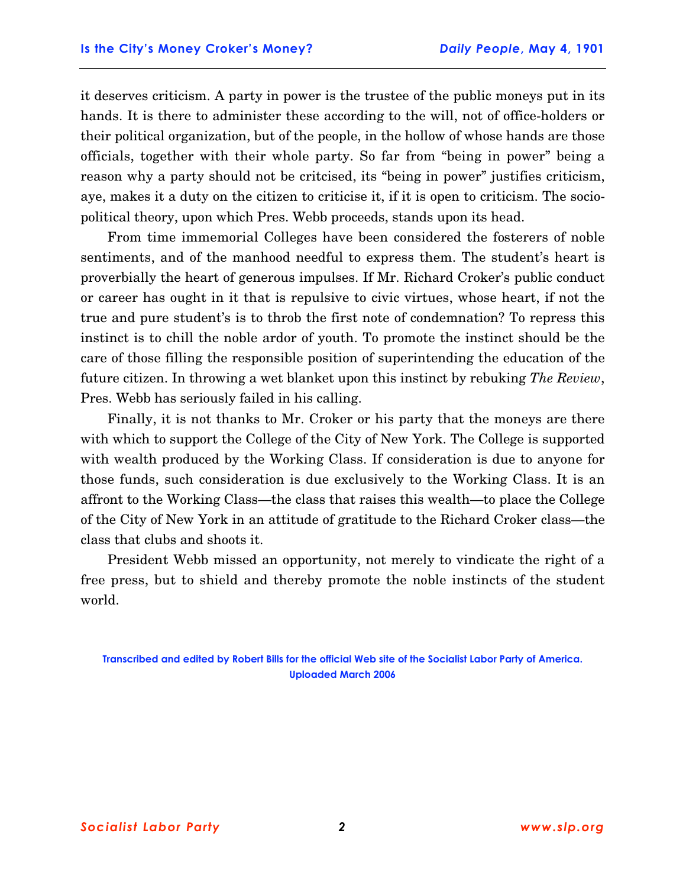it deserves criticism. A party in power is the trustee of the public moneys put in its hands. It is there to administer these according to the will, not of office-holders or their political organization, but of the people, in the hollow of whose hands are those officials, together with their whole party. So far from "being in power" being a reason why a party should not be critcised, its "being in power" justifies criticism, aye, makes it a duty on the citizen to criticise it, if it is open to criticism. The socio-political theory, upon which Pres. Webb proceeds, stands upon its head.

From time immemorial Colleges have been considered the fosterers of noble sentiments, and of the manhood needful to express them. The student's heart is proverbially the heart of generous impulses. If Mr. Richard Croker's public conduct or career has ought in it that is repulsive to civic virtues, whose heart, if not the true and pure student's is to throb the first note of condemnation? To repress this instinct is to chill the noble ardor of youth. To promote the instinct should be the care of those filling the responsible position of superintending the education of the future citizen. In throwing a wet blanket upon this instinct by rebuking *The Review*, Pres. Webb has seriously failed in his calling.

Finally, it is not thanks to Mr. Croker or his party that the moneys are there with which to support the College of the City of New York. The College is supported with wealth produced by the Working Class. If consideration is due to anyone for those funds, such consideration is due exclusively to the Working Class. It is an affront to the Working Class—the class that raises this wealth—to place the College of the City of New York in an attitude of gratitude to the Richard Croker class—the class that clubs and shoots it.

President Webb missed an opportunity, not merely to vindicate the right of a free press, but to shield and thereby promote the noble instincts of the student world.

**Transcribed and edited by Robert Bills for the official Web site of the Socialist Labor Party of America.**
**Uploaded March 2006**